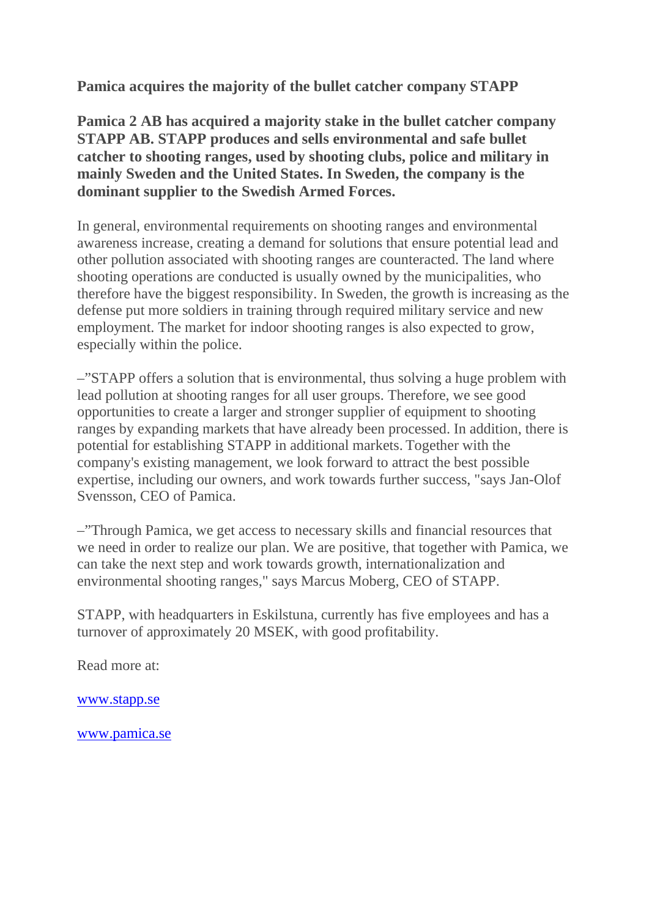# Pamica acquires the majority of the bullet catcher company STAPP

**Pamica 2 AB has acquired a majority stake in the bullet catcher company STAPP AB. STAPP produces and sells environmental and safe bullet catcher to shooting ranges, used by shooting clubs, police and military in mainly Sweden and the United States. In Sweden, the company is the dominant supplier to the Swedish Armed Forces.**

In general, environmental requirements on shooting ranges and environmental awareness increase, creating a demand for solutions that ensure potential lead and other pollution associated with shooting ranges are counteracted. The land where shooting operations are conducted is usually owned by the municipalities, who therefore have the biggest responsibility. In Sweden, the growth is increasing as the defense put more soldiers in training through required military service and new employment. The market for indoor shooting ranges is also expected to grow, especially within the police.

–"STAPP offers a solution that is environmental, thus solving a huge problem with lead pollution at shooting ranges for all user groups. Therefore, we see good opportunities to create a larger and stronger supplier of equipment to shooting ranges by expanding markets that have already been processed. In addition, there is potential for establishing STAPP in additional markets. Together with the company's existing management, we look forward to attract the best possible expertise, including our owners, and work towards further success, "says Jan-Olof Svensson, CEO of Pamica.

–"Through Pamica, we get access to necessary skills and financial resources that we need in order to realize our plan. We are positive, that together with Pamica, we can take the next step and work towards growth, internationalization and environmental shooting ranges," says Marcus Moberg, CEO of STAPP.

STAPP, with headquarters in Eskilstuna, currently has five employees and has a turnover of approximately 20 MSEK, with good profitability.

Read more at:

[www.stapp.se](http://www.stapp.se)

[www.pamica.se](http://www.pamica.se)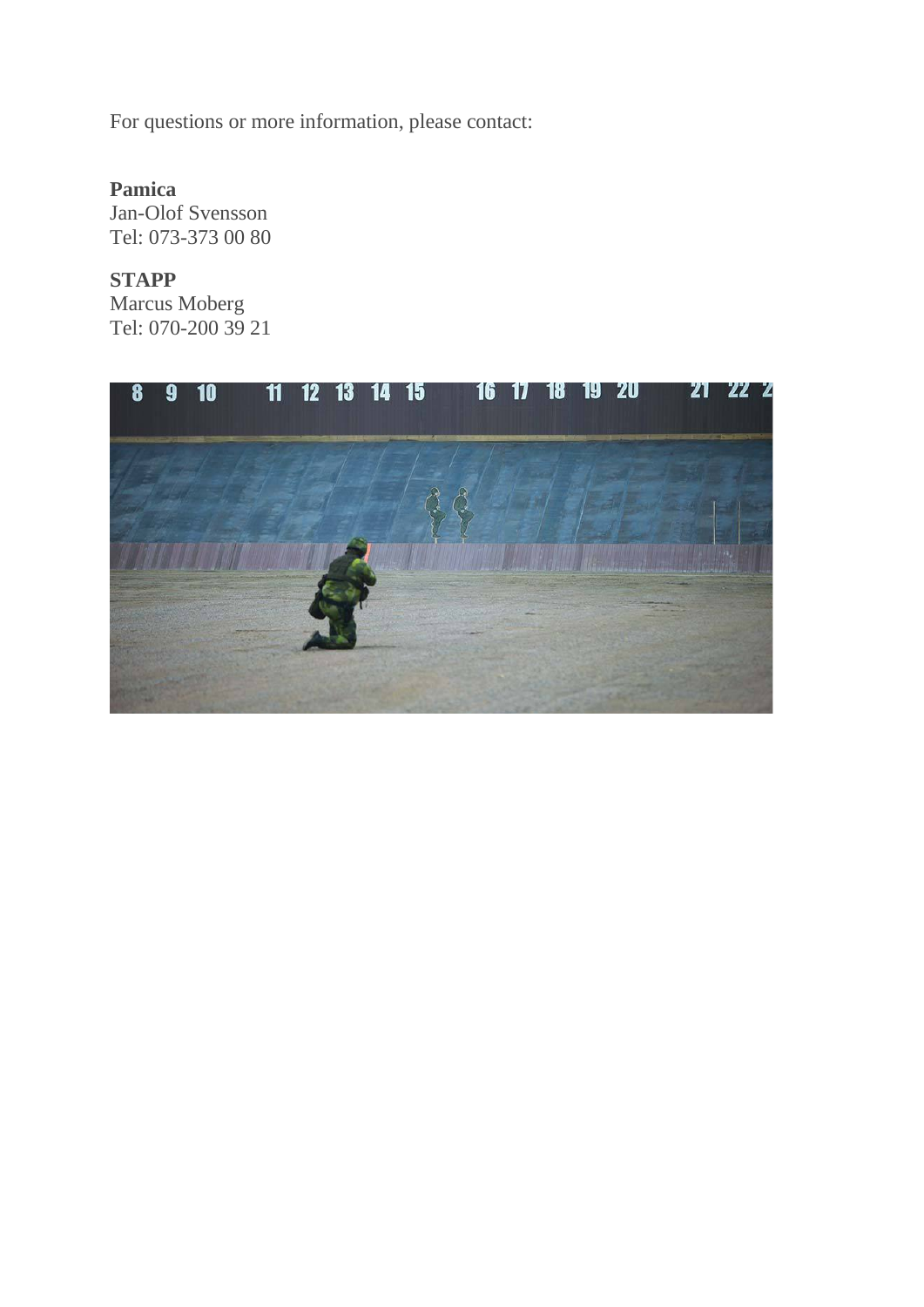For questions or more information, please contact:

**Pamica**
Jan-Olof Svensson
Tel: 073-373 00 80

**STAPP**
Marcus Moberg
Tel: 070-200 39 21